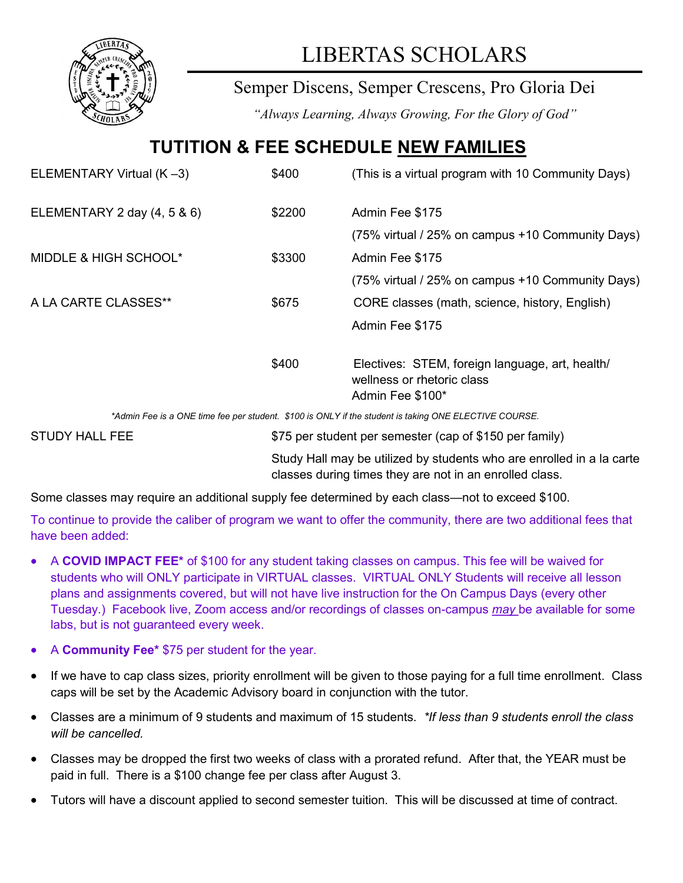# LIBERTAS SCHOLARS

Semper Discens, Semper Crescens, Pro Gloria Dei

*"Always Learning, Always Growing, For the Glory of God"*

## TUTITION & FEE SCHEDULE NEW FAMILIES

| | | |
|---|---|---|
| ELEMENTARY Virtual (K –3) | $400 | (This is a virtual program with 10 Community Days) |
| ELEMENTARY 2 day (4, 5 & 6) | $2200 | Admin Fee $175<br>(75% virtual / 25% on campus +10 Community Days) |
| MIDDLE & HIGH SCHOOL* | $3300 | Admin Fee $175<br>(75% virtual / 25% on campus +10 Community Days) |
| A LA CARTE CLASSES** | $675 | CORE classes (math, science, history, English)<br>Admin Fee $175 |
| | $400 | Electives: STEM, foreign language, art, health/ wellness or rhetoric class<br>Admin Fee $100* |

*\*Admin Fee is a ONE time fee per student. $100 is ONLY if the student is taking ONE ELECTIVE COURSE.*

STUDY HALL FEE — $75 per student per semester (cap of $150 per family)

Study Hall may be utilized by students who are enrolled in a la carte classes during times they are not in an enrolled class.

Some classes may require an additional supply fee determined by each class—not to exceed $100.

To continue to provide the caliber of program we want to offer the community, there are two additional fees that have been added:

- A **COVID IMPACT FEE*** of $100 for any student taking classes on campus. This fee will be waived for students who will ONLY participate in VIRTUAL classes. VIRTUAL ONLY Students will receive all lesson plans and assignments covered, but will not have live instruction for the On Campus Days (every other Tuesday.) Facebook live, Zoom access and/or recordings of classes on-campus *may* be available for some labs, but is not guaranteed every week.
- A **Community Fee*** $75 per student for the year.
- If we have to cap class sizes, priority enrollment will be given to those paying for a full time enrollment. Class caps will be set by the Academic Advisory board in conjunction with the tutor.
- Classes are a minimum of 9 students and maximum of 15 students. *\*If less than 9 students enroll the class will be cancelled.*
- Classes may be dropped the first two weeks of class with a prorated refund. After that, the YEAR must be paid in full. There is a $100 change fee per class after August 3.
- Tutors will have a discount applied to second semester tuition. This will be discussed at time of contract.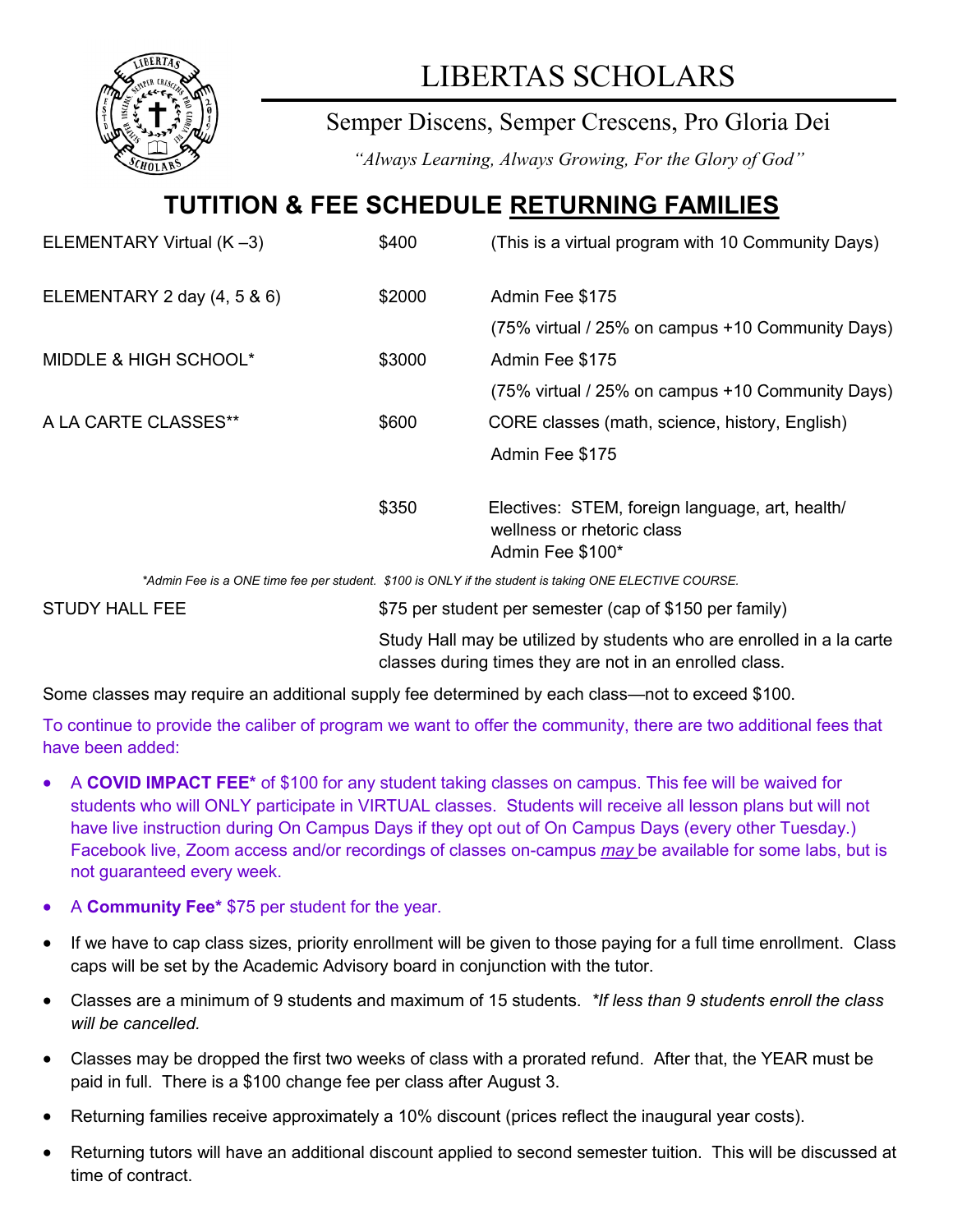# LIBERTAS SCHOLARS

Semper Discens, Semper Crescens, Pro Gloria Dei

*"Always Learning, Always Growing, For the Glory of God"*

## TUTITION & FEE SCHEDULE RETURNING FAMILIES

| | | |
|---|---|---|
| ELEMENTARY Virtual (K –3) | $400 | (This is a virtual program with 10 Community Days) |
| ELEMENTARY 2 day (4, 5 & 6) | $2000 | Admin Fee $175<br>(75% virtual / 25% on campus +10 Community Days) |
| MIDDLE & HIGH SCHOOL* | $3000 | Admin Fee $175<br>(75% virtual / 25% on campus +10 Community Days) |
| A LA CARTE CLASSES** | $600 | CORE classes (math, science, history, English)<br>Admin Fee $175 |
| | $350 | Electives: STEM, foreign language, art, health/ wellness or rhetoric class<br>Admin Fee $100* |

*\*Admin Fee is a ONE time fee per student. $100 is ONLY if the student is taking ONE ELECTIVE COURSE.*

| | |
|---|---|
| STUDY HALL FEE | $75 per student per semester (cap of $150 per family)<br>Study Hall may be utilized by students who are enrolled in a la carte classes during times they are not in an enrolled class. |

Some classes may require an additional supply fee determined by each class—not to exceed $100.

To continue to provide the caliber of program we want to offer the community, there are two additional fees that have been added:

- A **COVID IMPACT FEE\*** of $100 for any student taking classes on campus. This fee will be waived for students who will ONLY participate in VIRTUAL classes. Students will receive all lesson plans but will not have live instruction during On Campus Days if they opt out of On Campus Days (every other Tuesday.) Facebook live, Zoom access and/or recordings of classes on-campus *may* be available for some labs, but is not guaranteed every week.
- A **Community Fee\*** $75 per student for the year.
- If we have to cap class sizes, priority enrollment will be given to those paying for a full time enrollment. Class caps will be set by the Academic Advisory board in conjunction with the tutor.
- Classes are a minimum of 9 students and maximum of 15 students. *\*If less than 9 students enroll the class will be cancelled.*
- Classes may be dropped the first two weeks of class with a prorated refund. After that, the YEAR must be paid in full. There is a $100 change fee per class after August 3.
- Returning families receive approximately a 10% discount (prices reflect the inaugural year costs).
- Returning tutors will have an additional discount applied to second semester tuition. This will be discussed at time of contract.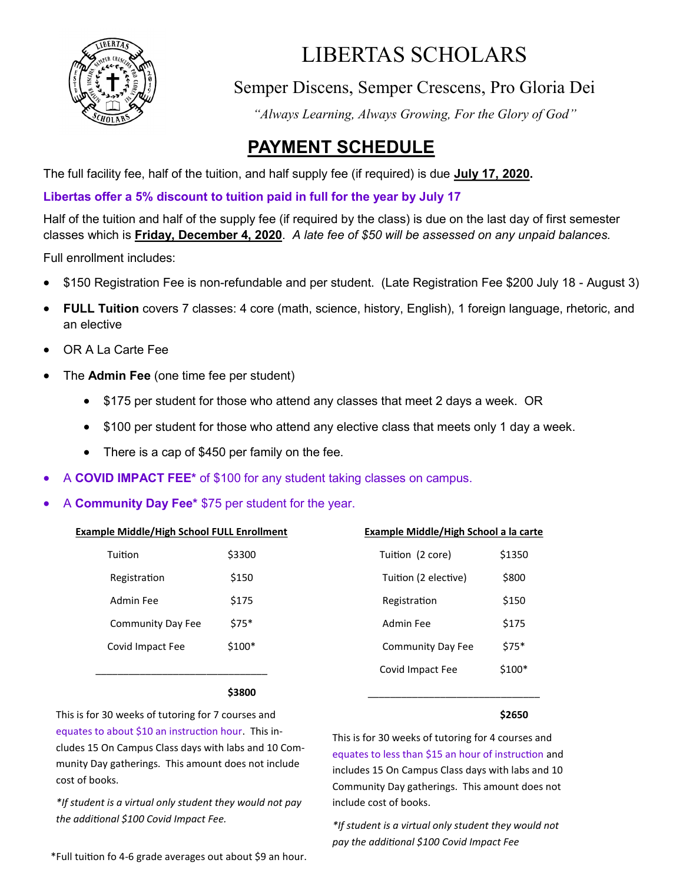# LIBERTAS SCHOLARS

Semper Discens, Semper Crescens, Pro Gloria Dei

*"Always Learning, Always Growing, For the Glory of God"*

## PAYMENT SCHEDULE

The full facility fee, half of the tuition, and half supply fee (if required) is due **July 17, 2020.**

**Libertas offer a 5% discount to tuition paid in full for the year by July 17**

Half of the tuition and half of the supply fee (if required by the class) is due on the last day of first semester classes which is **Friday, December 4, 2020**. *A late fee of $50 will be assessed on any unpaid balances.*

Full enrollment includes:

- $150 Registration Fee is non-refundable and per student. (Late Registration Fee $200 July 18 - August 3)
- **FULL Tuition** covers 7 classes: 4 core (math, science, history, English), 1 foreign language, rhetoric, and an elective
- OR A La Carte Fee
- The **Admin Fee** (one time fee per student)
  - $175 per student for those who attend any classes that meet 2 days a week. OR
  - $100 per student for those who attend any elective class that meets only 1 day a week.
  - There is a cap of $450 per family on the fee.
- A **COVID IMPACT FEE*** of $100 for any student taking classes on campus.
- A **Community Day Fee*** $75 per student for the year.

**Example Middle/High School FULL Enrollment**

| | |
|---|---|
| Tuition | $3300 |
| Registration | $150 |
| Admin Fee | $175 |
| Community Day Fee | $75* |
| Covid Impact Fee | $100* |
| | **$3800** |

This is for 30 weeks of tutoring for 7 courses and equates to about $10 an instruction hour. This includes 15 On Campus Class days with labs and 10 Community Day gatherings. This amount does not include cost of books.

*\*If student is a virtual only student they would not pay the additional $100 Covid Impact Fee.*

\*Full tuition fo 4-6 grade averages out about $9 an hour.

**Example Middle/High School a la carte**

| | |
|---|---|
| Tuition (2 core) | $1350 |
| Tuition (2 elective) | $800 |
| Registration | $150 |
| Admin Fee | $175 |
| Community Day Fee | $75* |
| Covid Impact Fee | $100* |
| | **$2650** |

This is for 30 weeks of tutoring for 4 courses and equates to less than $15 an hour of instruction and includes 15 On Campus Class days with labs and 10 Community Day gatherings. This amount does not include cost of books.

*\*If student is a virtual only student they would not pay the additional $100 Covid Impact Fee*